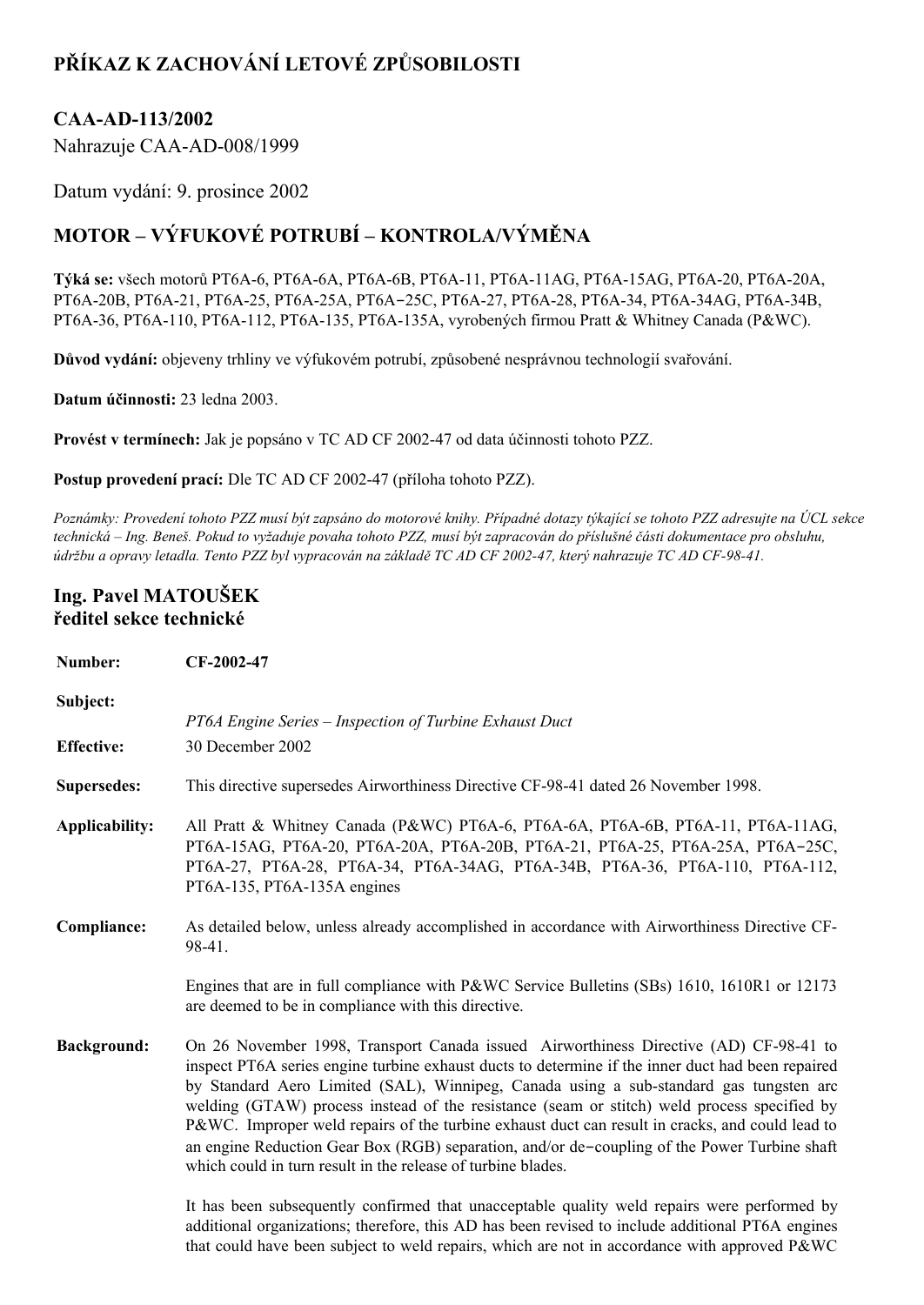# PŘÍKAZ K ZACHOVÁNÍ LETOVÉ ZPŮSOBILOSTI

## CAA-AD-113/2002

Nahrazuje CAA-AD-008/1999

Datum vydání: 9. prosince 2002

## MOTOR – VÝFUKOVÉ POTRUBÍ – KONTROLA/VÝMĚNA

**Týká se:** všech motorů PT6A-6, PT6A-6A, PT6A-6B, PT6A-11, PT6A-11AG, PT6A-15AG, PT6A-20, PT6A-20A, PT6A-20B, PT6A-21, PT6A-25, PT6A-25A, PT6A−25C, PT6A-27, PT6A-28, PT6A-34, PT6A-34AG, PT6A-34B, PT6A-36, PT6A-110, PT6A-112, PT6A-135, PT6A-135A, vyrobených firmou Pratt & Whitney Canada (P&WC).

**Důvod vydání:** objeveny trhliny ve výfukovém potrubí, způsobené nesprávnou technologií svařování.

**Datum účinnosti:** 23 ledna 2003.

**Provést v termínech:** Jak je popsáno v TC AD CF 2002-47 od data účinnosti tohoto PZZ.

**Postup provedení prací:** Dle TC AD CF 2002-47 (příloha tohoto PZZ).

*Poznámky: Provedení tohoto PZZ musí být zapsáno do motorové knihy. Případné dotazy týkající se tohoto PZZ adresujte na ÚCL sekce technická – Ing. Beneš. Pokud to vyžaduje povaha tohoto PZZ, musí být zapracován do příslušné části dokumentace pro obsluhu, údržbu a opravy letadla. Tento PZZ byl vypracován na základě TC AD CF 2002-47, který nahrazuje TC AD CF-98-41.*

**Ing. Pavel MATOUŠEK**
**ředitel sekce technické**

**Number:** **CF-2002-47**

**Subject:** *PT6A Engine Series – Inspection of Turbine Exhaust Duct*

**Effective:** 30 December 2002

**Supersedes:** This directive supersedes Airworthiness Directive CF-98-41 dated 26 November 1998.

**Applicability:** All Pratt & Whitney Canada (P&WC) PT6A-6, PT6A-6A, PT6A-6B, PT6A-11, PT6A-11AG, PT6A-15AG, PT6A-20, PT6A-20A, PT6A-20B, PT6A-21, PT6A-25, PT6A-25A, PT6A−25C, PT6A-27, PT6A-28, PT6A-34, PT6A-34AG, PT6A-34B, PT6A-36, PT6A-110, PT6A-112, PT6A-135, PT6A-135A engines

**Compliance:** As detailed below, unless already accomplished in accordance with Airworthiness Directive CF-98-41.

Engines that are in full compliance with P&WC Service Bulletins (SBs) 1610, 1610R1 or 12173 are deemed to be in compliance with this directive.

**Background:** On 26 November 1998, Transport Canada issued Airworthiness Directive (AD) CF-98-41 to inspect PT6A series engine turbine exhaust ducts to determine if the inner duct had been repaired by Standard Aero Limited (SAL), Winnipeg, Canada using a sub-standard gas tungsten arc welding (GTAW) process instead of the resistance (seam or stitch) weld process specified by P&WC. Improper weld repairs of the turbine exhaust duct can result in cracks, and could lead to an engine Reduction Gear Box (RGB) separation, and/or de−coupling of the Power Turbine shaft which could in turn result in the release of turbine blades.

It has been subsequently confirmed that unacceptable quality weld repairs were performed by additional organizations; therefore, this AD has been revised to include additional PT6A engines that could have been subject to weld repairs, which are not in accordance with approved P&WC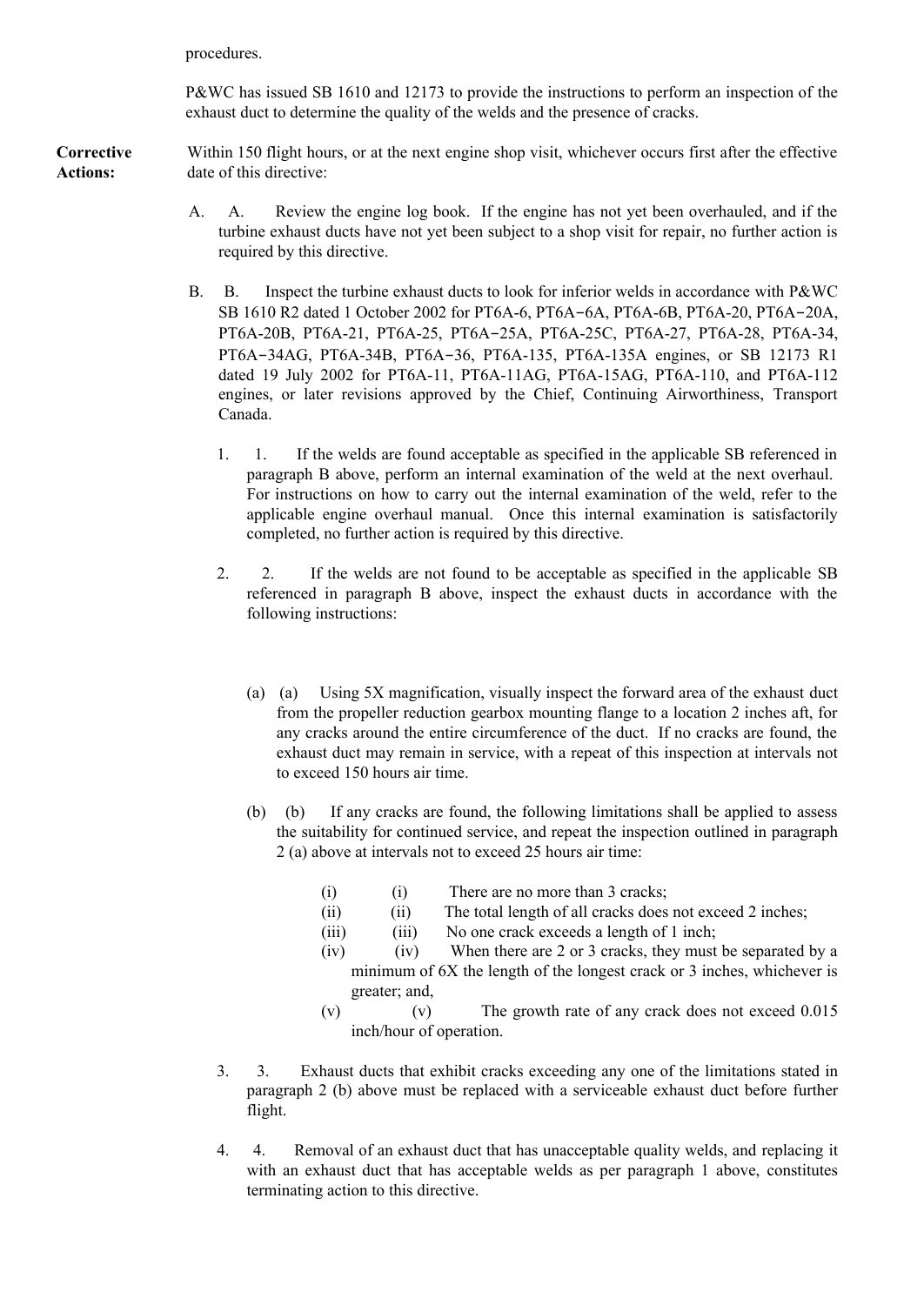procedures.

P&WC has issued SB 1610 and 12173 to provide the instructions to perform an inspection of the exhaust duct to determine the quality of the welds and the presence of cracks.

**Corrective Actions:** Within 150 flight hours, or at the next engine shop visit, whichever occurs first after the effective date of this directive:

A. A. Review the engine log book. If the engine has not yet been overhauled, and if the turbine exhaust ducts have not yet been subject to a shop visit for repair, no further action is required by this directive.

B. B. Inspect the turbine exhaust ducts to look for inferior welds in accordance with P&WC SB 1610 R2 dated 1 October 2002 for PT6A-6, PT6A−6A, PT6A-6B, PT6A-20, PT6A−20A, PT6A-20B, PT6A-21, PT6A-25, PT6A−25A, PT6A-25C, PT6A-27, PT6A-28, PT6A-34, PT6A−34AG, PT6A-34B, PT6A−36, PT6A-135, PT6A-135A engines, or SB 12173 R1 dated 19 July 2002 for PT6A-11, PT6A-11AG, PT6A-15AG, PT6A-110, and PT6A-112 engines, or later revisions approved by the Chief, Continuing Airworthiness, Transport Canada.

1. 1. If the welds are found acceptable as specified in the applicable SB referenced in paragraph B above, perform an internal examination of the weld at the next overhaul. For instructions on how to carry out the internal examination of the weld, refer to the applicable engine overhaul manual. Once this internal examination is satisfactorily completed, no further action is required by this directive.

2. 2. If the welds are not found to be acceptable as specified in the applicable SB referenced in paragraph B above, inspect the exhaust ducts in accordance with the following instructions:

   (a) (a) Using 5X magnification, visually inspect the forward area of the exhaust duct from the propeller reduction gearbox mounting flange to a location 2 inches aft, for any cracks around the entire circumference of the duct. If no cracks are found, the exhaust duct may remain in service, with a repeat of this inspection at intervals not to exceed 150 hours air time.

   (b) (b) If any cracks are found, the following limitations shall be applied to assess the suitability for continued service, and repeat the inspection outlined in paragraph 2 (a) above at intervals not to exceed 25 hours air time:

      (i) (i) There are no more than 3 cracks;
      (ii) (ii) The total length of all cracks does not exceed 2 inches;
      (iii) (iii) No one crack exceeds a length of 1 inch;
      (iv) (iv) When there are 2 or 3 cracks, they must be separated by a minimum of 6X the length of the longest crack or 3 inches, whichever is greater; and,
      (v) (v) The growth rate of any crack does not exceed 0.015 inch/hour of operation.

3. 3. Exhaust ducts that exhibit cracks exceeding any one of the limitations stated in paragraph 2 (b) above must be replaced with a serviceable exhaust duct before further flight.

4. 4. Removal of an exhaust duct that has unacceptable quality welds, and replacing it with an exhaust duct that has acceptable welds as per paragraph 1 above, constitutes terminating action to this directive.